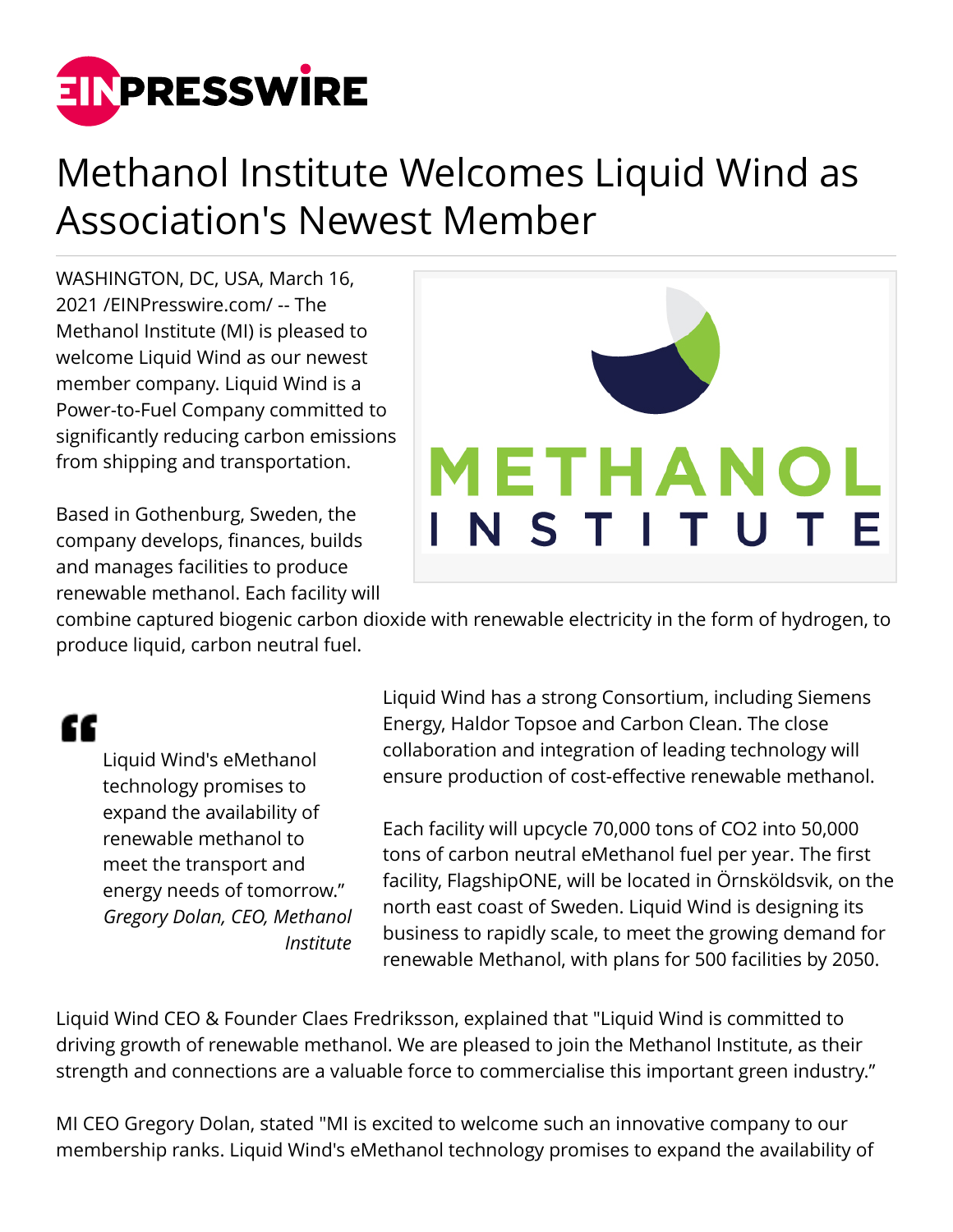# Methanol Institute Welcomes Liquid Wind as Association's Newest Member

WASHINGTON, DC, USA, March 16, 2021 /EINPresswire.com/ -- The Methanol Institute (MI) is pleased to welcome Liquid Wind as our newest member company. Liquid Wind is a Power-to-Fuel Company committed to significantly reducing carbon emissions from shipping and transportation.

Based in Gothenburg, Sweden, the company develops, finances, builds and manages facilities to produce renewable methanol. Each facility will combine captured biogenic carbon dioxide with renewable electricity in the form of hydrogen, to produce liquid, carbon neutral fuel.

> Liquid Wind's eMethanol technology promises to expand the availability of renewable methanol to meet the transport and energy needs of tomorrow."
>
> *Gregory Dolan, CEO, Methanol Institute*

Liquid Wind has a strong Consortium, including Siemens Energy, Haldor Topsoe and Carbon Clean. The close collaboration and integration of leading technology will ensure production of cost-effective renewable methanol.

Each facility will upcycle 70,000 tons of $CO_2$ into 50,000 tons of carbon neutral eMethanol fuel per year. The first facility, FlagshipONE, will be located in Örnsköldsvik, on the north east coast of Sweden. Liquid Wind is designing its business to rapidly scale, to meet the growing demand for renewable Methanol, with plans for 500 facilities by 2050.

Liquid Wind CEO & Founder Claes Fredriksson, explained that "Liquid Wind is committed to driving growth of renewable methanol. We are pleased to join the Methanol Institute, as their strength and connections are a valuable force to commercialise this important green industry."

MI CEO Gregory Dolan, stated "MI is excited to welcome such an innovative company to our membership ranks. Liquid Wind's eMethanol technology promises to expand the availability of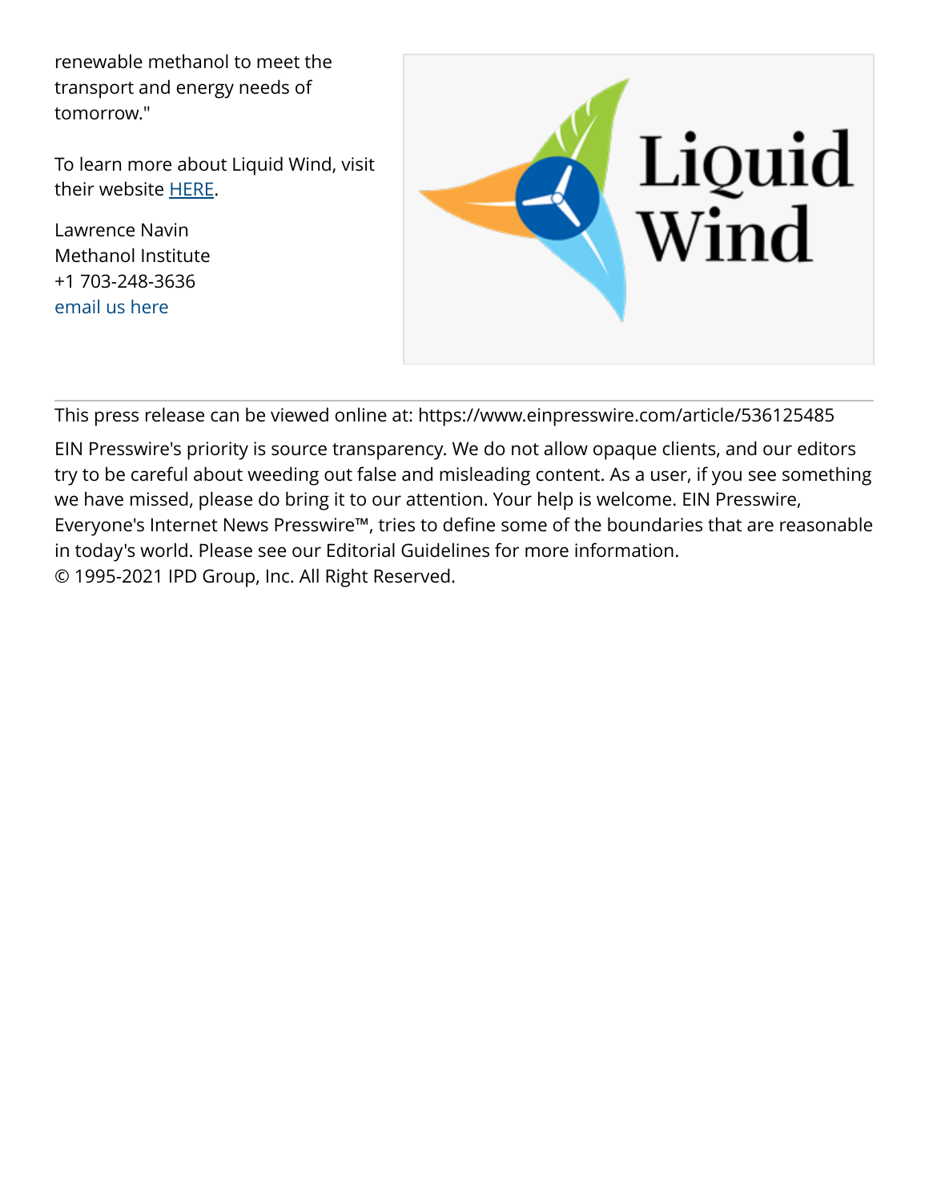renewable methanol to meet the transport and energy needs of tomorrow."

To learn more about Liquid Wind, visit their website HERE.

Lawrence Navin
Methanol Institute
+1 703-248-3636
email us here

---

This press release can be viewed online at: https://www.einpresswire.com/article/536125485

EIN Presswire's priority is source transparency. We do not allow opaque clients, and our editors try to be careful about weeding out false and misleading content. As a user, if you see something we have missed, please do bring it to our attention. Your help is welcome. EIN Presswire, Everyone's Internet News Presswire™, tries to define some of the boundaries that are reasonable in today's world. Please see our Editorial Guidelines for more information.
© 1995-2021 IPD Group, Inc. All Right Reserved.